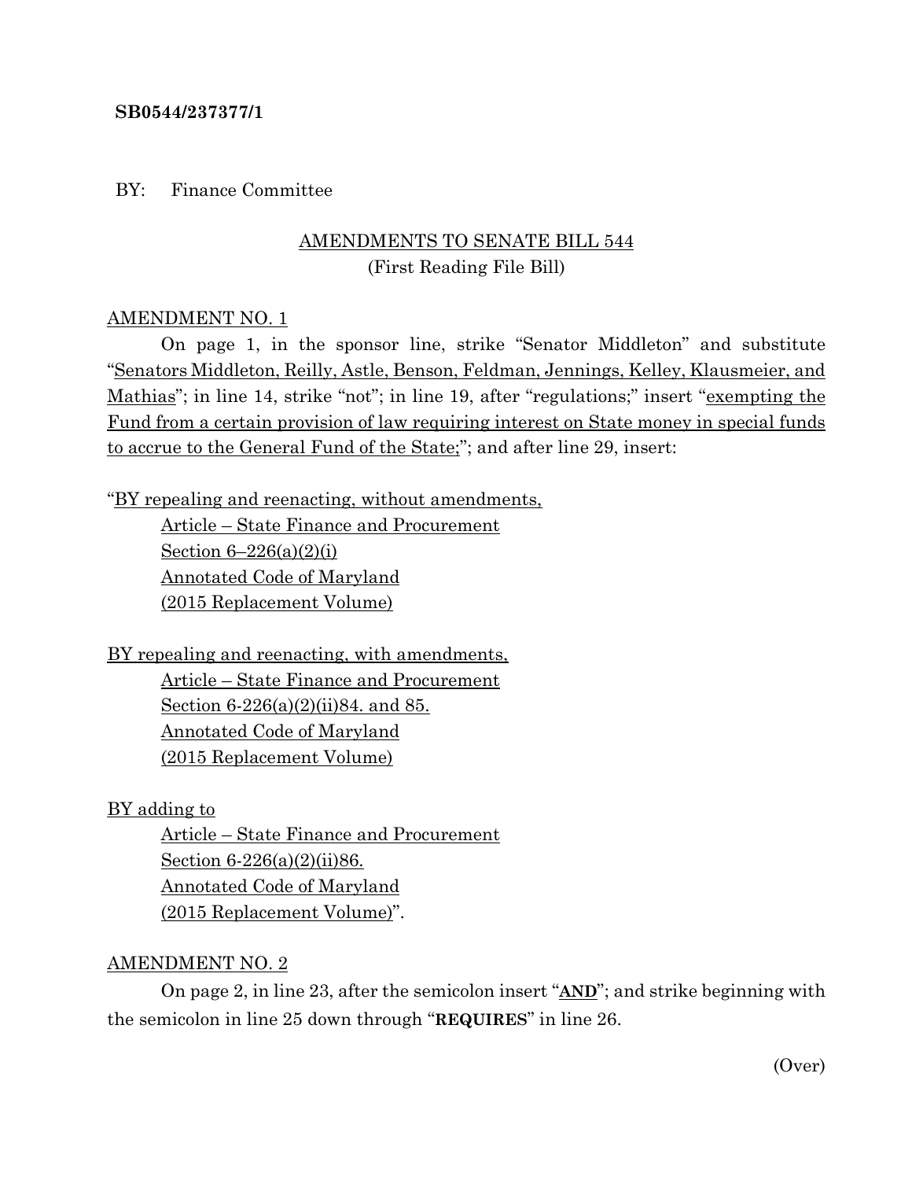**SB0544/237377/1**

BY: Finance Committee

AMENDMENTS TO SENATE BILL 544
(First Reading File Bill)

AMENDMENT NO. 1

On page 1, in the sponsor line, strike "Senator Middleton" and substitute "Senators Middleton, Reilly, Astle, Benson, Feldman, Jennings, Kelley, Klausmeier, and Mathias"; in line 14, strike "not"; in line 19, after "regulations;" insert "exempting the Fund from a certain provision of law requiring interest on State money in special funds to accrue to the General Fund of the State;"; and after line 29, insert:

"BY repealing and reenacting, without amendments,
Article – State Finance and Procurement
Section 6–226(a)(2)(i)
Annotated Code of Maryland
(2015 Replacement Volume)

BY repealing and reenacting, with amendments,
Article – State Finance and Procurement
Section 6-226(a)(2)(ii)84. and 85.
Annotated Code of Maryland
(2015 Replacement Volume)

BY adding to
Article – State Finance and Procurement
Section 6-226(a)(2)(ii)86.
Annotated Code of Maryland
(2015 Replacement Volume)".

AMENDMENT NO. 2

On page 2, in line 23, after the semicolon insert "**AND**"; and strike beginning with the semicolon in line 25 down through "**REQUIRES**" in line 26.

(Over)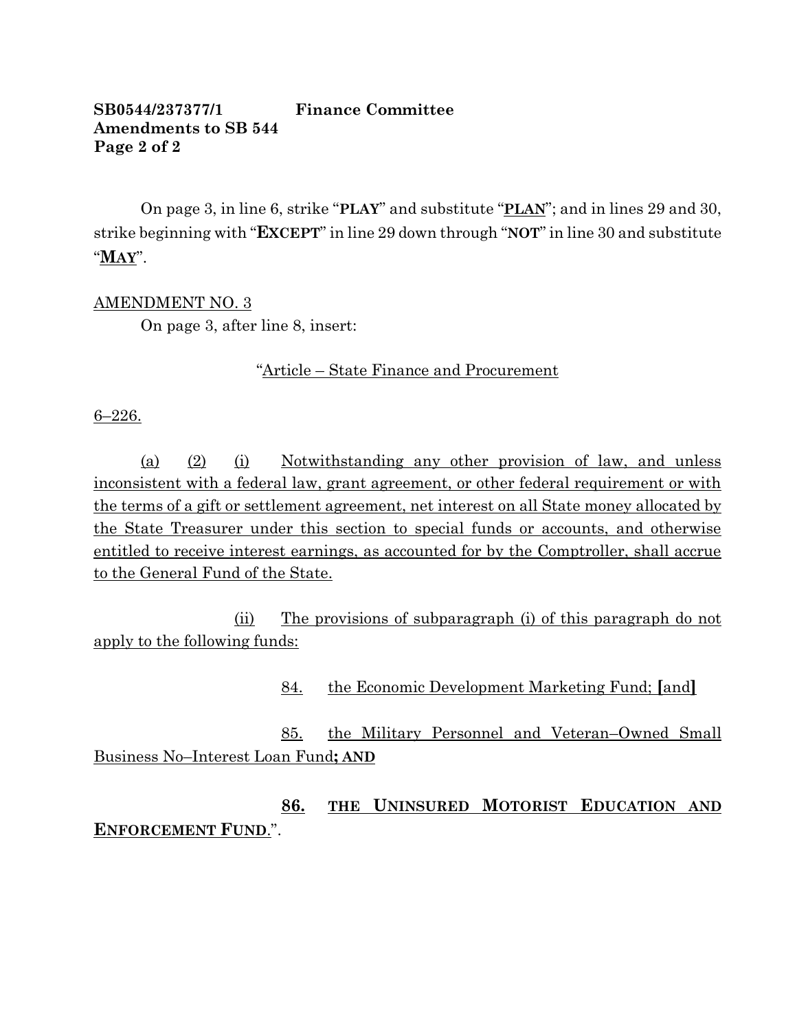On page 3, in line 6, strike "**PLAY**" and substitute "**PLAN**"; and in lines 29 and 30, strike beginning with "**EXCEPT**" in line 29 down through "**NOT**" in line 30 and substitute "**MAY**".

AMENDMENT NO. 3

On page 3, after line 8, insert:

"Article – State Finance and Procurement

6–226.

(a) (2) (i) Notwithstanding any other provision of law, and unless inconsistent with a federal law, grant agreement, or other federal requirement or with the terms of a gift or settlement agreement, net interest on all State money allocated by the State Treasurer under this section to special funds or accounts, and otherwise entitled to receive interest earnings, as accounted for by the Comptroller, shall accrue to the General Fund of the State.

(ii) The provisions of subparagraph (i) of this paragraph do not apply to the following funds:

84. the Economic Development Marketing Fund; [and]

85. the Military Personnel and Veteran–Owned Small Business No–Interest Loan Fund**; AND**

**86. THE UNINSURED MOTORIST EDUCATION AND ENFORCEMENT FUND**.".